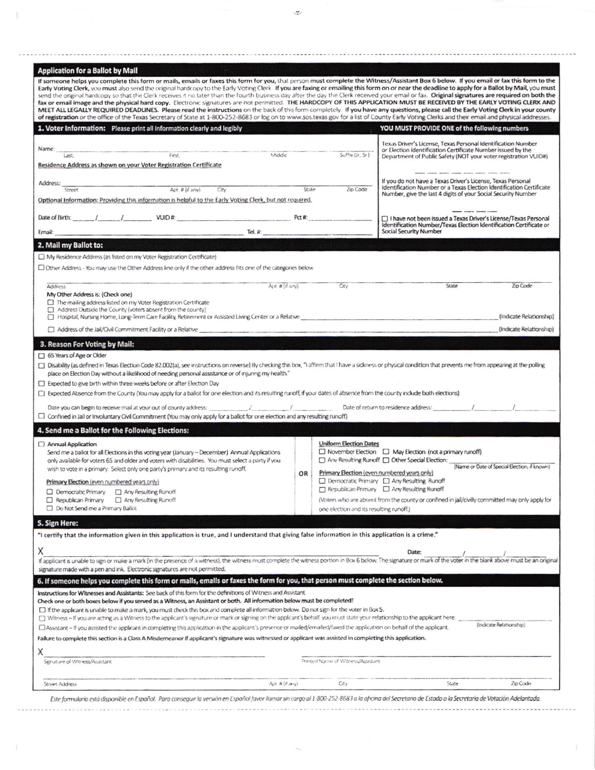## Application for a Ballot by Mail

**If someone helps you complete this form or mails, emails or faxes this form for you,** that person must complete the Witness/Assistant Box 6 below. **If you email or fax this form to the Early Voting Clerk, you must** also send the original hardcopy to the Early Voting Clerk. **If you are faxing or emailing this form on or near the deadline to apply for a Ballot by Mail, you must** send the original hardcopy so that the Clerk receives it no later than the fourth business day after the day the Clerk received your email or fax. **Original signatures are required on both the fax or email image and the physical hard copy.** Electronic signatures are not permitted. **THE HARDCOPY OF THIS APPLICATION MUST BE RECEIVED BY THE EARLY VOTING CLERK AND MEET ALL LEGALLY REQUIRED DEADLINES. Please read the instructions** on the back of this form completely. **If you have any questions, please call the Early Voting Clerk in your county of registration** or the office of the Texas Secretary of State at 1-800-252-8683 or log on to www.sos.texas.gov for a list of County Early Voting Clerks and their email and physical addresses.

### 1. Voter Information: Please print all information clearly and legibly

Name: ______________________________________________
Last, First, Middle, Suffix (Jr., Sr.)

Residence Address as shown on your Voter Registration Certificate

Address: ______________________________________________
Street, Apt. # (if any), City, State, Zip Code

Optional Information: Providing this information is helpful to the Early Voting Clerk, but not required.

Date of Birth: ____/____/______ VUID #: ______________ Pct #: ______

Email: ______________________ Tel. #: ______________

**YOU MUST PROVIDE ONE of the following numbers**

Texas Driver's License, Texas Personal Identification Number or Election Identification Certificate Number issued by the Department of Public Safety (NOT your voter registration VUID#)

___ ___ ___ ___ ___ ___ ___ ___

If you do not have a Texas Driver's License, Texas Personal Identification Number or a Texas Election Identification Certificate Number, give the last 4 digits of your Social Security Number

___ ___ ___ ___

☐ I have not been issued a Texas Driver's License/Texas Personal Identification Number/Texas Election Identification Certificate or Social Security Number

### 2. Mail my Ballot to:

☐ My Residence Address (as listed on my Voter Registration Certificate)

☐ Other Address - You may use the Other Address line only if the other address fits one of the categories below

Address ______ Apt. # (if any) ______ City ______ State ______ Zip Code ______

My Other Address is: (Check one)

☐ The mailing address listed on my Voter Registration Certificate
☐ Address Outside the County (voters absent from the county)
☐ Hospital, Nursing Home, Long-Term Care Facility, Retirement or Assisted Living Center or a Relative ______________ (Indicate Relationship)
☐ Address of the Jail/Civil Commitment Facility or a Relative ______________ (Indicate Relationship)

### 3. Reason For Voting by Mail:

☐ 65 Years of Age or Older

☐ Disability (as defined in Texas Election Code 82.002(a), see instructions on reverse) By checking this box, "I affirm that I have a sickness or physical condition that prevents me from appearing at the polling place on Election Day without a likelihood of needing personal assistance or of injuring my health."

☐ Expected to give birth within three weeks before or after Election Day

☐ Expected Absence from the County (You may apply for a ballot for one election and its resulting runoff, if your dates of absence from the county include both elections)

Date you can begin to receive mail at your out of county address: ____/____/____ Date of return to residence address: ____/____/____

☐ Confined in Jail or Involuntary Civil Commitment (You may only apply for a ballot for one election and any resulting runoff)

### 4. Send me a Ballot for the Following Elections:

☐ **Annual Application**
Send me a ballot for all Elections in this voting year (January – December) Annual Applications only available for voters 65 and older and voters with disabilities. You must select a party if you wish to vote in a primary. Select only one party's primary and its resulting runoff.

Primary Election (even numbered years only)
☐ Democratic Primary ☐ Any Resulting Runoff
☐ Republican Primary ☐ Any Resulting Runoff
☐ Do Not Send me a Primary Ballot

**OR**

Uniform Election Dates
☐ November Election ☐ May Election (not a primary runoff)
☐ Any Resulting Runoff ☐ Other Special Election: ______________ (Name or Date of Special Election, if known)

Primary Election (even numbered years only)
☐ Democratic Primary ☐ Any Resulting Runoff
☐ Republican Primary ☐ Any Resulting Runoff

(Voters who are absent from the county or confined in jail/civilly committed may only apply for one election and its resulting runoff.)

### 5. Sign Here:

**"I certify that the information given in this application is true, and I understand that giving false information in this application is a crime."**

X ______________________________________ Date: ____/____/____

If applicant is unable to sign or make a mark (in the presence of a witness), the witness must complete the witness portion in Box 6 below. The signature or mark of the voter in the blank above must be an original signature made with a pen and ink. Electronic signatures are not permitted.

### 6. If someone helps you complete this form or mails, emails or faxes the form for you, that person must complete the section below.

**Instructions for Witnesses and Assistants:** See back of this form for the definitions of Witness and Assistant.
**Check one or both boxes below if you served as a Witness, an Assistant or both. All information below must be completed!**

☐ If the applicant is unable to make a mark, you must check this box and complete all information below. Do not sign for the voter in Box 5.

☐ Witness – If you are acting as a Witness to the applicant's signature or mark or signing on the applicant's behalf, you must state your relationship to the applicant here: ______________ (Indicate Relationship)

☐ Assistant – If you assisted the applicant in completing this application in the applicant's presence or mailed/emailed/faxed the application on behalf of the applicant.

**Failure to complete this section is a Class A Misdemeanor if applicant's signature was witnessed or applicant was assisted in completing this application.**

X ______________________________ ______________________________
Signature of Witness/Assistant Printed Name of Witness/Assistant

______________________________________________
Street Address, Apt. # (if any), City, State, Zip Code

*Este formulario está disponible en Español. Para conseguir la versión en Español favor llamar sin cargo al 1-800-252-8683 o la oficina del Secretario de Estado o la Secretaria de Votación Adelantada.*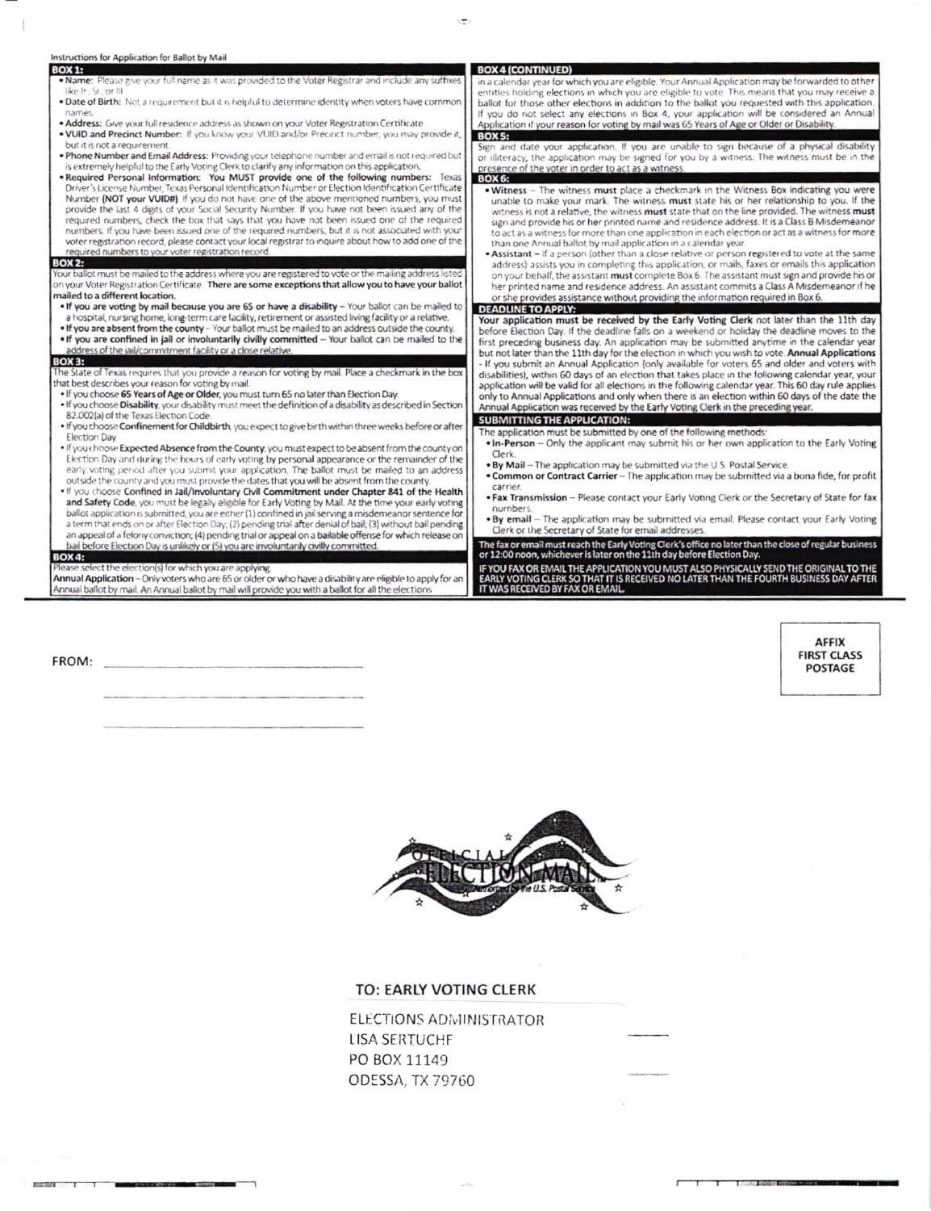Instructions for Application for Ballot by Mail

## BOX 1:

- **Name:** Please give your full name as it was provided to the Voter Registrar and include any suffixes like Jr., Sr., or III.
- **Date of Birth:** Not a requirement but it is helpful to determine identity when voters have common names.
- **Address:** Give your full residence address as shown on your Voter Registration Certificate.
- **VUID and Precinct Number:** If you know your VUID and/or Precinct number, you may provide it, but it is not a requirement.
- **Phone Number and Email Address:** Providing your telephone number and email is not required but is extremely helpful to the Early Voting Clerk to clarify any information on this application.
- **Required Personal Information: You MUST provide one of the following numbers:** Texas Driver's License Number, Texas Personal Identification Number or Election Identification Certificate Number (**NOT your VUID#**). If you do not have one of the above mentioned numbers, you must provide the last 4 digits of your Social Security Number. If you have not been issued any of the required numbers, check the box that says that you have not been issued one of the required numbers. If you have been issued one of the required numbers, but it is not associated with your voter registration record, please contact your local registrar to inquire about how to add one of the required numbers to your voter registration record.

## BOX 2:

Your ballot must be mailed to the address where you are registered to vote or the mailing address listed on your Voter Registration Certificate. **There are some exceptions that allow you to have your ballot mailed to a different location.**

- **If you are voting by mail because you are 65 or have a disability** – Your ballot can be mailed to a hospital, nursing home, long-term care facility, retirement or assisted living facility or a relative.
- **If you are absent from the county** – Your ballot must be mailed to an address outside the county.
- **If you are confined in jail or involuntarily civilly committed** – Your ballot can be mailed to the address of the jail/commitment facility or a close relative.

## BOX 3:

The State of Texas requires that you provide a reason for voting by mail. Place a checkmark in the box that best describes your reason for voting by mail.

- If you choose **65 Years of Age or Older**, you must turn 65 no later than Election Day.
- If you choose **Disability**, your disability must meet the definition of a disability as described in Section 82.002(a) of the Texas Election Code.
- If you choose **Confinement for Childbirth**, you expect to give birth within three weeks before or after Election Day.
- If you choose **Expected Absence from the County**, you must expect to be absent from the county on Election Day and during the hours of early voting by personal appearance or the remainder of the early voting period after you submit your application. The ballot must be mailed to an address outside the county and you must provide the dates that you will be absent from the county.
- If you choose **Confined in Jail/Involuntary Civil Commitment under Chapter 841 of the Health and Safety Code**, you must be legally eligible for Early Voting by Mail. At the time your early voting ballot application is submitted, you are either (1) confined in jail serving a misdemeanor sentence for a term that ends on or after Election Day; (2) pending trial after denial of bail; (3) without bail pending an appeal of a felony conviction; (4) pending trial or appeal on a bailable offense for which release on bail before Election Day is unlikely or (5) you are involuntarily civilly committed.

## BOX 4:

Please select the election(s) for which you are applying.

**Annual Application** – Only voters who are 65 or older or who have a disability are eligible to apply for an Annual ballot by mail. An Annual ballot by mail will provide you with a ballot for all the elections

## BOX 4 (CONTINUED)

in a calendar year for which you are eligible. Your Annual Application may be forwarded to other entities holding elections in which you are eligible to vote. This means that you may receive a ballot for those other elections in addition to the ballot you requested with this application. If you do not select any elections in Box 4, your application will be considered an Annual Application if your reason for voting by mail was 65 Years of Age or Older or Disability.

## BOX 5:

Sign and date your application. If you are unable to sign because of a physical disability or illiteracy, the application may be signed for you by a witness. The witness must be in the presence of the voter in order to act as a witness.

## BOX 6:

- **Witness** – The witness **must** place a checkmark in the Witness Box indicating you were unable to make your mark. The witness **must** state his or her relationship to you. If the witness is not a relative, the witness **must** state that on the line provided. The witness **must** sign and provide his or her printed name and residence address. It is a Class B Misdemeanor to act as a witness for more than one application in each election or act as a witness for more than one Annual ballot by mail application in a calendar year.
- **Assistant** – If a person (other than a close relative or person registered to vote at the same address) assists you in completing this application, or mails, faxes or emails this application on your behalf, the assistant **must** complete Box 6. The assistant must sign and provide his or her printed name and residence address. An assistant commits a Class A Misdemeanor if he or she provides assistance without providing the information required in Box 6.

## DEADLINE TO APPLY:

**Your application must be received by the Early Voting Clerk** not later than the 11th day before Election Day. If the deadline falls on a weekend or holiday the deadline moves to the first preceding business day. An application may be submitted anytime in the calendar year but not later than the 11th day for the election in which you wish to vote. **Annual Applications** - If you submit an Annual Application (only available for voters 65 and older and voters with disabilities), within 60 days of an election that takes place in the following calendar year, your application will be valid for all elections in the following calendar year. This 60 day rule applies only to Annual Applications and only when there is an election within 60 days of the date the Annual Application was received by the Early Voting Clerk in the preceding year.

## SUBMITTING THE APPLICATION:

The application must be submitted by one of the following methods:

- **In-Person** – Only the applicant may submit his or her own application to the Early Voting Clerk.
- **By Mail** – The application may be submitted via the U.S. Postal Service.
- **Common or Contract Carrier** – The application may be submitted via a bona fide, for profit carrier.
- **Fax Transmission** – Please contact your Early Voting Clerk or the Secretary of State for fax numbers.
- **By email** – The application may be submitted via email. Please contact your Early Voting Clerk or the Secretary of State for email addresses.

**The fax or email must reach the Early Voting Clerk's office no later than the close of regular business or 12:00 noon, whichever is later on the 11th day before Election Day.**

**IF YOU FAX OR EMAIL THE APPLICATION YOU MUST ALSO PHYSICALLY SEND THE ORIGINAL TO THE EARLY VOTING CLERK SO THAT IT IS RECEIVED NO LATER THAN THE FOURTH BUSINESS DAY AFTER IT WAS RECEIVED BY FAX OR EMAIL.**

---

FROM: ______________________________

______________________________

______________________________

AFFIX FIRST CLASS POSTAGE

OFFICIAL ELECTION MAIL
Authorized by the U.S. Postal Service

**TO: EARLY VOTING CLERK**

ELECTIONS ADMINISTRATOR
LISA SERTUCHE
PO BOX 11149
ODESSA, TX 79760